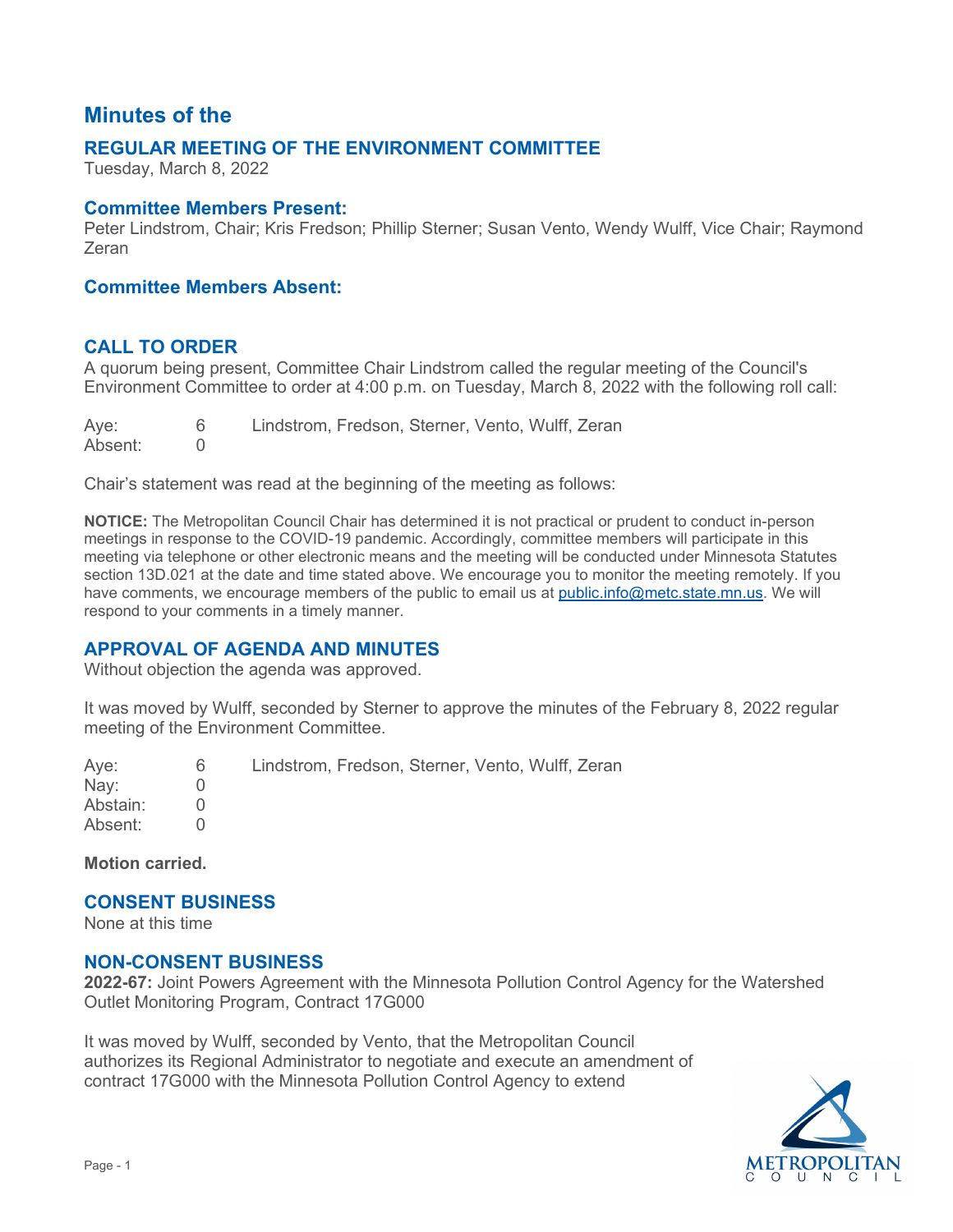# Minutes of the

## REGULAR MEETING OF THE ENVIRONMENT COMMITTEE

Tuesday, March 8, 2022

### Committee Members Present:

Peter Lindstrom, Chair; Kris Fredson; Phillip Sterner; Susan Vento, Wendy Wulff, Vice Chair; Raymond Zeran

### Committee Members Absent:

## CALL TO ORDER

A quorum being present, Committee Chair Lindstrom called the regular meeting of the Council's Environment Committee to order at 4:00 p.m. on Tuesday, March 8, 2022 with the following roll call:

| | | |
|---|---|---|
| Aye: | 6 | Lindstrom, Fredson, Sterner, Vento, Wulff, Zeran |
| Absent: | 0 | |

Chair's statement was read at the beginning of the meeting as follows:

**NOTICE:** The Metropolitan Council Chair has determined it is not practical or prudent to conduct in-person meetings in response to the COVID-19 pandemic. Accordingly, committee members will participate in this meeting via telephone or other electronic means and the meeting will be conducted under Minnesota Statutes section 13D.021 at the date and time stated above. We encourage you to monitor the meeting remotely. If you have comments, we encourage members of the public to email us at public.info@metc.state.mn.us. We will respond to your comments in a timely manner.

## APPROVAL OF AGENDA AND MINUTES

Without objection the agenda was approved.

It was moved by Wulff, seconded by Sterner to approve the minutes of the February 8, 2022 regular meeting of the Environment Committee.

| | | |
|---|---|---|
| Aye: | 6 | Lindstrom, Fredson, Sterner, Vento, Wulff, Zeran |
| Nay: | 0 | |
| Abstain: | 0 | |
| Absent: | 0 | |

**Motion carried.**

## CONSENT BUSINESS

None at this time

## NON-CONSENT BUSINESS

**2022-67:** Joint Powers Agreement with the Minnesota Pollution Control Agency for the Watershed Outlet Monitoring Program, Contract 17G000

It was moved by Wulff, seconded by Vento, that the Metropolitan Council authorizes its Regional Administrator to negotiate and execute an amendment of contract 17G000 with the Minnesota Pollution Control Agency to extend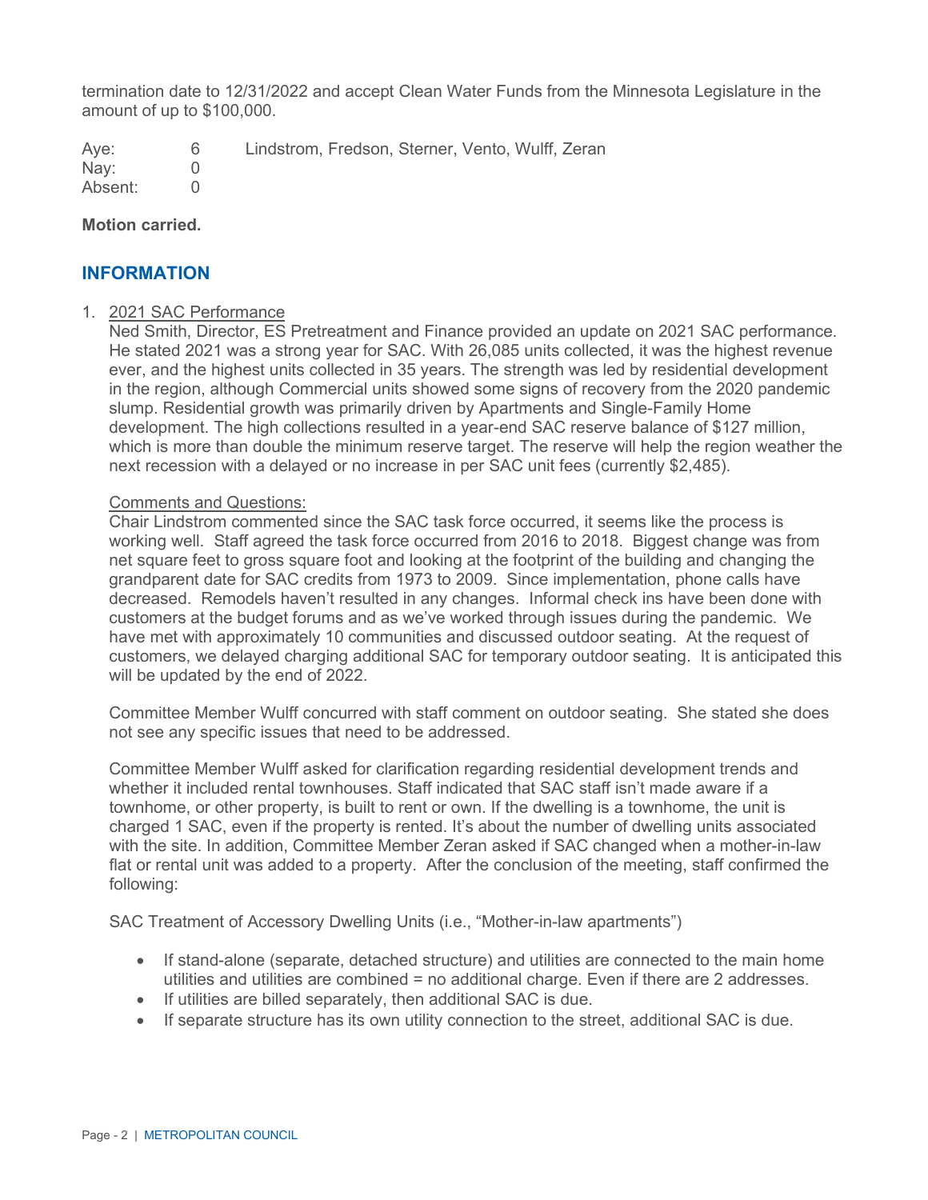termination date to 12/31/2022 and accept Clean Water Funds from the Minnesota Legislature in the amount of up to $100,000.

| | | |
|---|---|---|
| Aye: | 6 | Lindstrom, Fredson, Sterner, Vento, Wulff, Zeran |
| Nay: | 0 | |
| Absent: | 0 | |

**Motion carried.**

## INFORMATION

1. 2021 SAC Performance

   Ned Smith, Director, ES Pretreatment and Finance provided an update on 2021 SAC performance. He stated 2021 was a strong year for SAC. With 26,085 units collected, it was the highest revenue ever, and the highest units collected in 35 years. The strength was led by residential development in the region, although Commercial units showed some signs of recovery from the 2020 pandemic slump. Residential growth was primarily driven by Apartments and Single-Family Home development. The high collections resulted in a year-end SAC reserve balance of $127 million, which is more than double the minimum reserve target. The reserve will help the region weather the next recession with a delayed or no increase in per SAC unit fees (currently $2,485).

   Comments and Questions:

   Chair Lindstrom commented since the SAC task force occurred, it seems like the process is working well. Staff agreed the task force occurred from 2016 to 2018. Biggest change was from net square feet to gross square foot and looking at the footprint of the building and changing the grandparent date for SAC credits from 1973 to 2009. Since implementation, phone calls have decreased. Remodels haven't resulted in any changes. Informal check ins have been done with customers at the budget forums and as we've worked through issues during the pandemic. We have met with approximately 10 communities and discussed outdoor seating. At the request of customers, we delayed charging additional SAC for temporary outdoor seating. It is anticipated this will be updated by the end of 2022.

   Committee Member Wulff concurred with staff comment on outdoor seating. She stated she does not see any specific issues that need to be addressed.

   Committee Member Wulff asked for clarification regarding residential development trends and whether it included rental townhouses. Staff indicated that SAC staff isn't made aware if a townhome, or other property, is built to rent or own. If the dwelling is a townhome, the unit is charged 1 SAC, even if the property is rented. It's about the number of dwelling units associated with the site. In addition, Committee Member Zeran asked if SAC changed when a mother-in-law flat or rental unit was added to a property. After the conclusion of the meeting, staff confirmed the following:

   SAC Treatment of Accessory Dwelling Units (i.e., "Mother-in-law apartments")

   - If stand-alone (separate, detached structure) and utilities are connected to the main home utilities and utilities are combined = no additional charge. Even if there are 2 addresses.
   - If utilities are billed separately, then additional SAC is due.
   - If separate structure has its own utility connection to the street, additional SAC is due.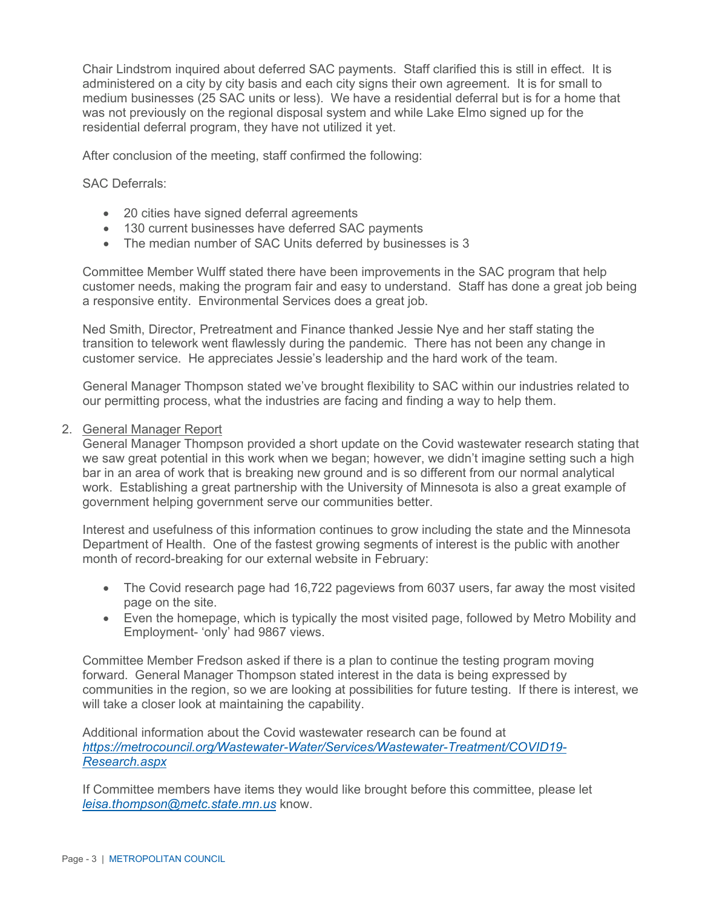Chair Lindstrom inquired about deferred SAC payments. Staff clarified this is still in effect. It is administered on a city by city basis and each city signs their own agreement. It is for small to medium businesses (25 SAC units or less). We have a residential deferral but is for a home that was not previously on the regional disposal system and while Lake Elmo signed up for the residential deferral program, they have not utilized it yet.

After conclusion of the meeting, staff confirmed the following:

SAC Deferrals:

- 20 cities have signed deferral agreements
- 130 current businesses have deferred SAC payments
- The median number of SAC Units deferred by businesses is 3

Committee Member Wulff stated there have been improvements in the SAC program that help customer needs, making the program fair and easy to understand. Staff has done a great job being a responsive entity. Environmental Services does a great job.

Ned Smith, Director, Pretreatment and Finance thanked Jessie Nye and her staff stating the transition to telework went flawlessly during the pandemic. There has not been any change in customer service. He appreciates Jessie's leadership and the hard work of the team.

General Manager Thompson stated we've brought flexibility to SAC within our industries related to our permitting process, what the industries are facing and finding a way to help them.

2. <u>General Manager Report</u>
   General Manager Thompson provided a short update on the Covid wastewater research stating that we saw great potential in this work when we began; however, we didn't imagine setting such a high bar in an area of work that is breaking new ground and is so different from our normal analytical work. Establishing a great partnership with the University of Minnesota is also a great example of government helping government serve our communities better.

   Interest and usefulness of this information continues to grow including the state and the Minnesota Department of Health. One of the fastest growing segments of interest is the public with another month of record-breaking for our external website in February:

   - The Covid research page had 16,722 pageviews from 6037 users, far away the most visited page on the site.
   - Even the homepage, which is typically the most visited page, followed by Metro Mobility and Employment- 'only' had 9867 views.

   Committee Member Fredson asked if there is a plan to continue the testing program moving forward. General Manager Thompson stated interest in the data is being expressed by communities in the region, so we are looking at possibilities for future testing. If there is interest, we will take a closer look at maintaining the capability.

   Additional information about the Covid wastewater research can be found at *https://metrocouncil.org/Wastewater-Water/Services/Wastewater-Treatment/COVID19-Research.aspx*

   If Committee members have items they would like brought before this committee, please let *leisa.thompson@metc.state.mn.us* know.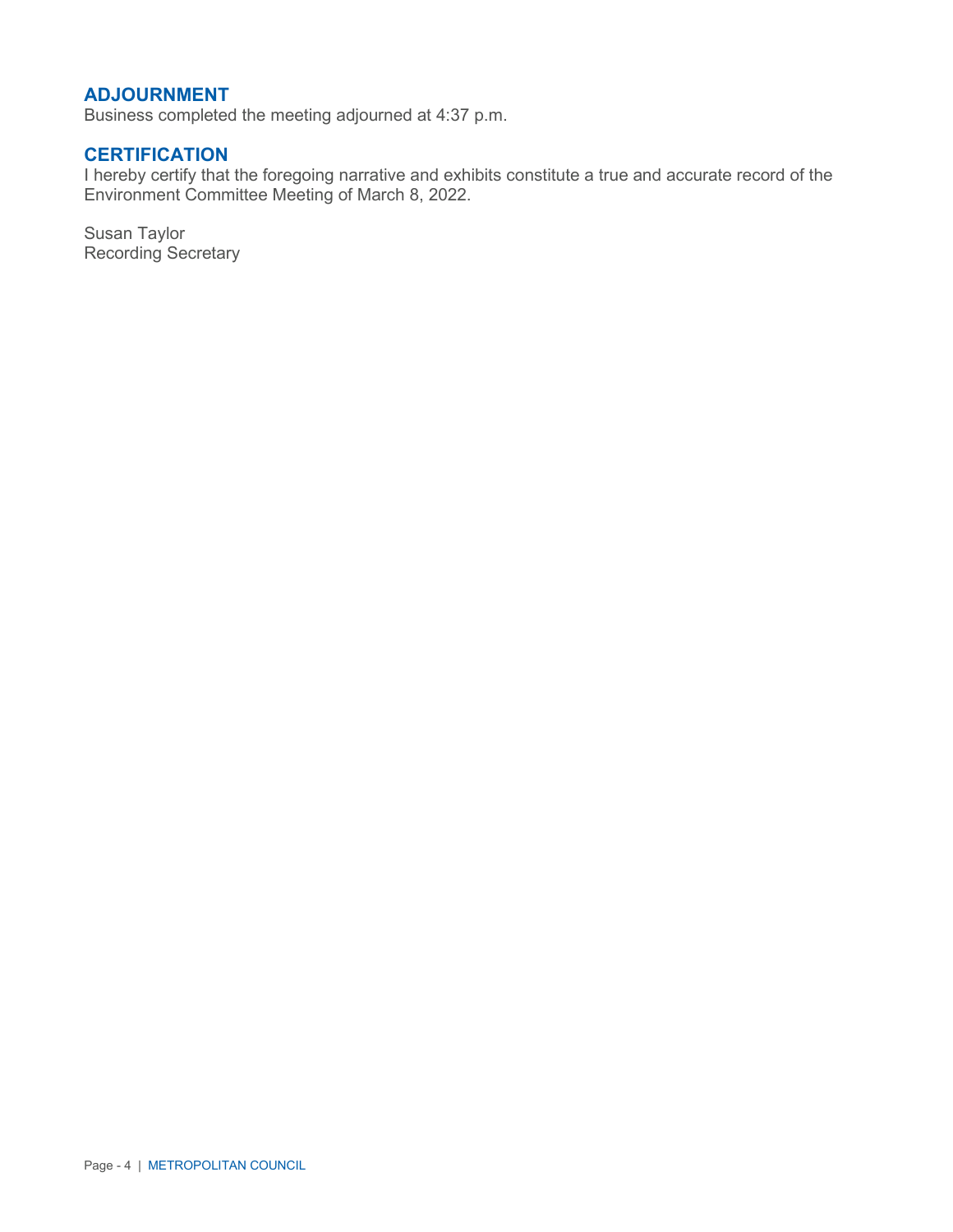## ADJOURNMENT

Business completed the meeting adjourned at 4:37 p.m.

## CERTIFICATION

I hereby certify that the foregoing narrative and exhibits constitute a true and accurate record of the Environment Committee Meeting of March 8, 2022.

Susan Taylor
Recording Secretary